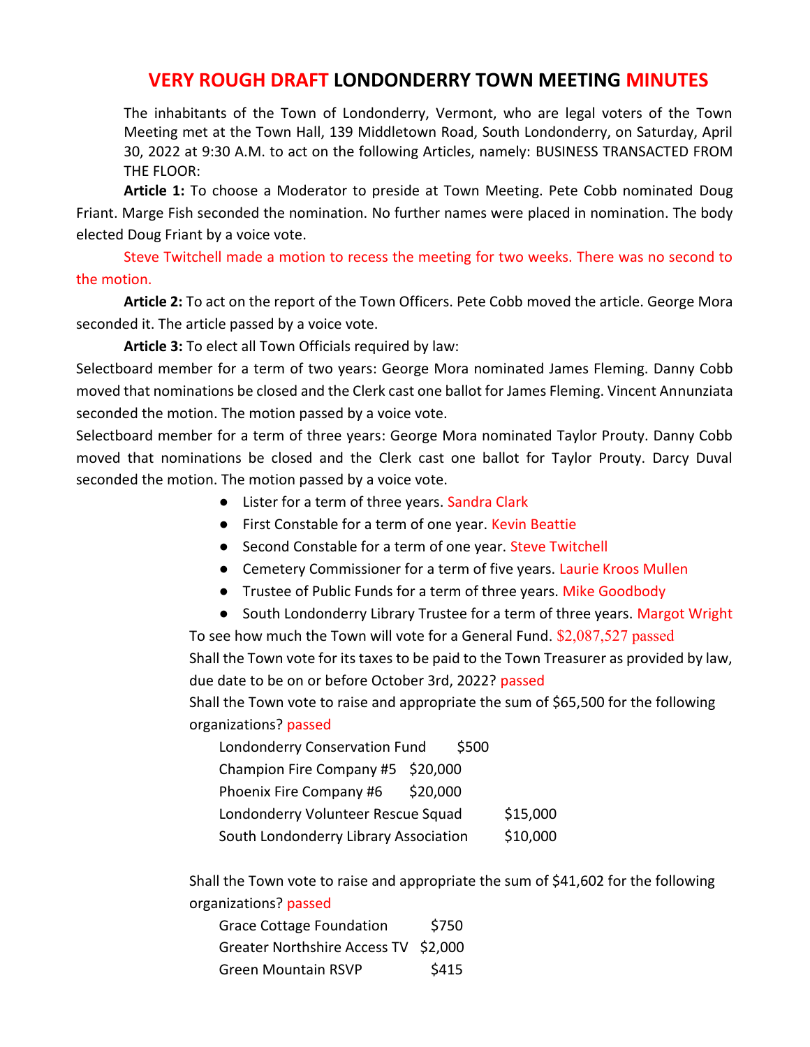# VERY ROUGH DRAFT LONDONDERRY TOWN MEETING MINUTES

The inhabitants of the Town of Londonderry, Vermont, who are legal voters of the Town Meeting met at the Town Hall, 139 Middletown Road, South Londonderry, on Saturday, April 30, 2022 at 9:30 A.M. to act on the following Articles, namely: BUSINESS TRANSACTED FROM THE FLOOR:

**Article 1:** To choose a Moderator to preside at Town Meeting. Pete Cobb nominated Doug Friant. Marge Fish seconded the nomination. No further names were placed in nomination. The body elected Doug Friant by a voice vote.

Steve Twitchell made a motion to recess the meeting for two weeks. There was no second to the motion.

**Article 2:** To act on the report of the Town Officers. Pete Cobb moved the article. George Mora seconded it. The article passed by a voice vote.

**Article 3:** To elect all Town Officials required by law:

Selectboard member for a term of two years: George Mora nominated James Fleming. Danny Cobb moved that nominations be closed and the Clerk cast one ballot for James Fleming. Vincent Annunziata seconded the motion. The motion passed by a voice vote.

Selectboard member for a term of three years: George Mora nominated Taylor Prouty. Danny Cobb moved that nominations be closed and the Clerk cast one ballot for Taylor Prouty. Darcy Duval seconded the motion. The motion passed by a voice vote.

- Lister for a term of three years. Sandra Clark
- First Constable for a term of one year. Kevin Beattie
- Second Constable for a term of one year. Steve Twitchell
- Cemetery Commissioner for a term of five years. Laurie Kroos Mullen
- Trustee of Public Funds for a term of three years. Mike Goodbody
- South Londonderry Library Trustee for a term of three years. Margot Wright

To see how much the Town will vote for a General Fund. $2,087,527 passed

Shall the Town vote for its taxes to be paid to the Town Treasurer as provided by law, due date to be on or before October 3rd, 2022? passed

Shall the Town vote to raise and appropriate the sum of $65,500 for the following organizations? passed

| | |
|---|---|
| Londonderry Conservation Fund | $500 |
| Champion Fire Company #5 | $20,000 |
| Phoenix Fire Company #6 | $20,000 |
| Londonderry Volunteer Rescue Squad | $15,000 |
| South Londonderry Library Association | $10,000 |

Shall the Town vote to raise and appropriate the sum of $41,602 for the following organizations? passed

| | |
|---|---|
| Grace Cottage Foundation | $750 |
| Greater Northshire Access TV | $2,000 |
| Green Mountain RSVP | $415 |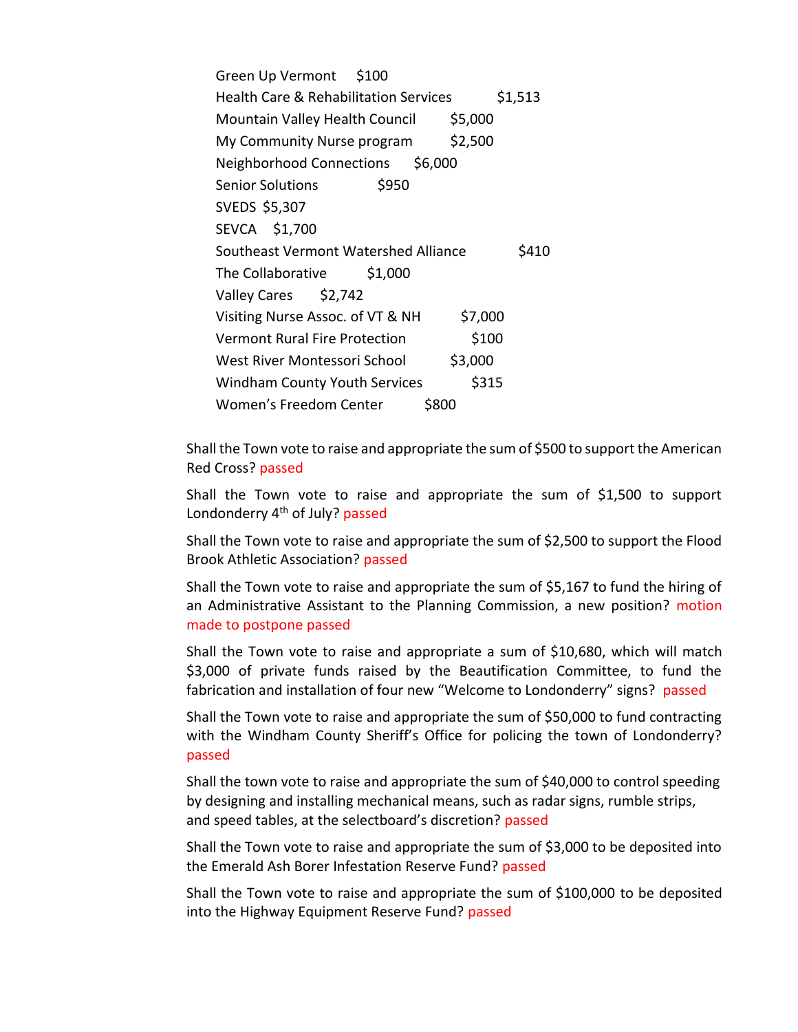Green Up Vermont $100
Health Care & Rehabilitation Services $1,513
Mountain Valley Health Council $5,000
My Community Nurse program $2,500
Neighborhood Connections $6,000
Senior Solutions $950
SVEDS $5,307
SEVCA $1,700
Southeast Vermont Watershed Alliance $410
The Collaborative $1,000
Valley Cares $2,742
Visiting Nurse Assoc. of VT & NH $7,000
Vermont Rural Fire Protection $100
West River Montessori School $3,000
Windham County Youth Services $315
Women's Freedom Center $800

Shall the Town vote to raise and appropriate the sum of $500 to support the American Red Cross? passed

Shall the Town vote to raise and appropriate the sum of $1,500 to support Londonderry 4th of July? passed

Shall the Town vote to raise and appropriate the sum of $2,500 to support the Flood Brook Athletic Association? passed

Shall the Town vote to raise and appropriate the sum of $5,167 to fund the hiring of an Administrative Assistant to the Planning Commission, a new position? motion made to postpone passed

Shall the Town vote to raise and appropriate a sum of $10,680, which will match $3,000 of private funds raised by the Beautification Committee, to fund the fabrication and installation of four new "Welcome to Londonderry" signs? passed

Shall the Town vote to raise and appropriate the sum of $50,000 to fund contracting with the Windham County Sheriff's Office for policing the town of Londonderry? passed

Shall the town vote to raise and appropriate the sum of $40,000 to control speeding by designing and installing mechanical means, such as radar signs, rumble strips, and speed tables, at the selectboard's discretion? passed

Shall the Town vote to raise and appropriate the sum of $3,000 to be deposited into the Emerald Ash Borer Infestation Reserve Fund? passed

Shall the Town vote to raise and appropriate the sum of $100,000 to be deposited into the Highway Equipment Reserve Fund? passed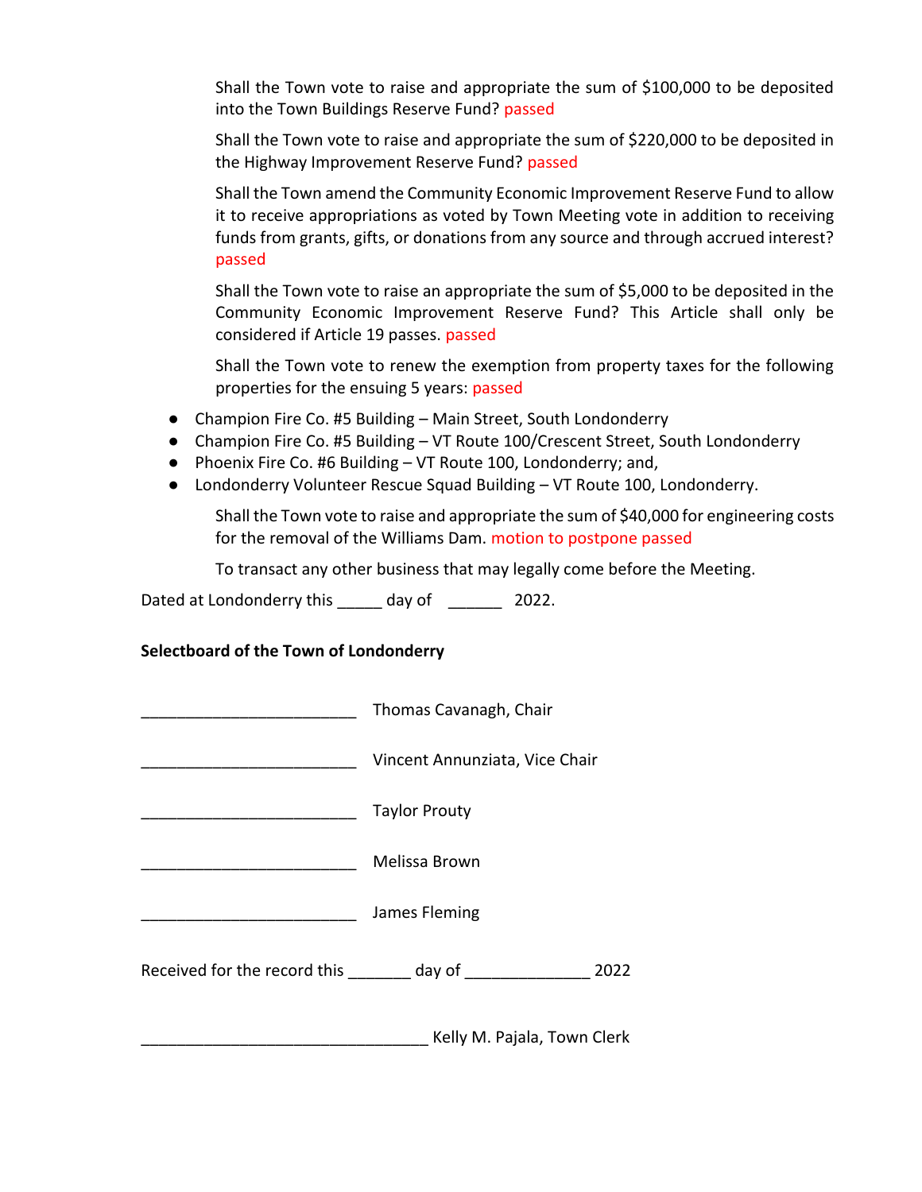Shall the Town vote to raise and appropriate the sum of $100,000 to be deposited into the Town Buildings Reserve Fund? passed

Shall the Town vote to raise and appropriate the sum of $220,000 to be deposited in the Highway Improvement Reserve Fund? passed

Shall the Town amend the Community Economic Improvement Reserve Fund to allow it to receive appropriations as voted by Town Meeting vote in addition to receiving funds from grants, gifts, or donations from any source and through accrued interest? passed

Shall the Town vote to raise an appropriate the sum of $5,000 to be deposited in the Community Economic Improvement Reserve Fund? This Article shall only be considered if Article 19 passes. passed

Shall the Town vote to renew the exemption from property taxes for the following properties for the ensuing 5 years: passed

- Champion Fire Co. #5 Building – Main Street, South Londonderry
- Champion Fire Co. #5 Building – VT Route 100/Crescent Street, South Londonderry
- Phoenix Fire Co. #6 Building – VT Route 100, Londonderry; and,
- Londonderry Volunteer Rescue Squad Building – VT Route 100, Londonderry.

Shall the Town vote to raise and appropriate the sum of $40,000 for engineering costs for the removal of the Williams Dam. motion to postpone passed

To transact any other business that may legally come before the Meeting.

Dated at Londonderry this _____ day of ______ 2022.

**Selectboard of the Town of Londonderry**

________________________ Thomas Cavanagh, Chair

________________________ Vincent Annunziata, Vice Chair

________________________ Taylor Prouty

________________________ Melissa Brown

________________________ James Fleming

Received for the record this _______ day of ______________ 2022

________________________________ Kelly M. Pajala, Town Clerk